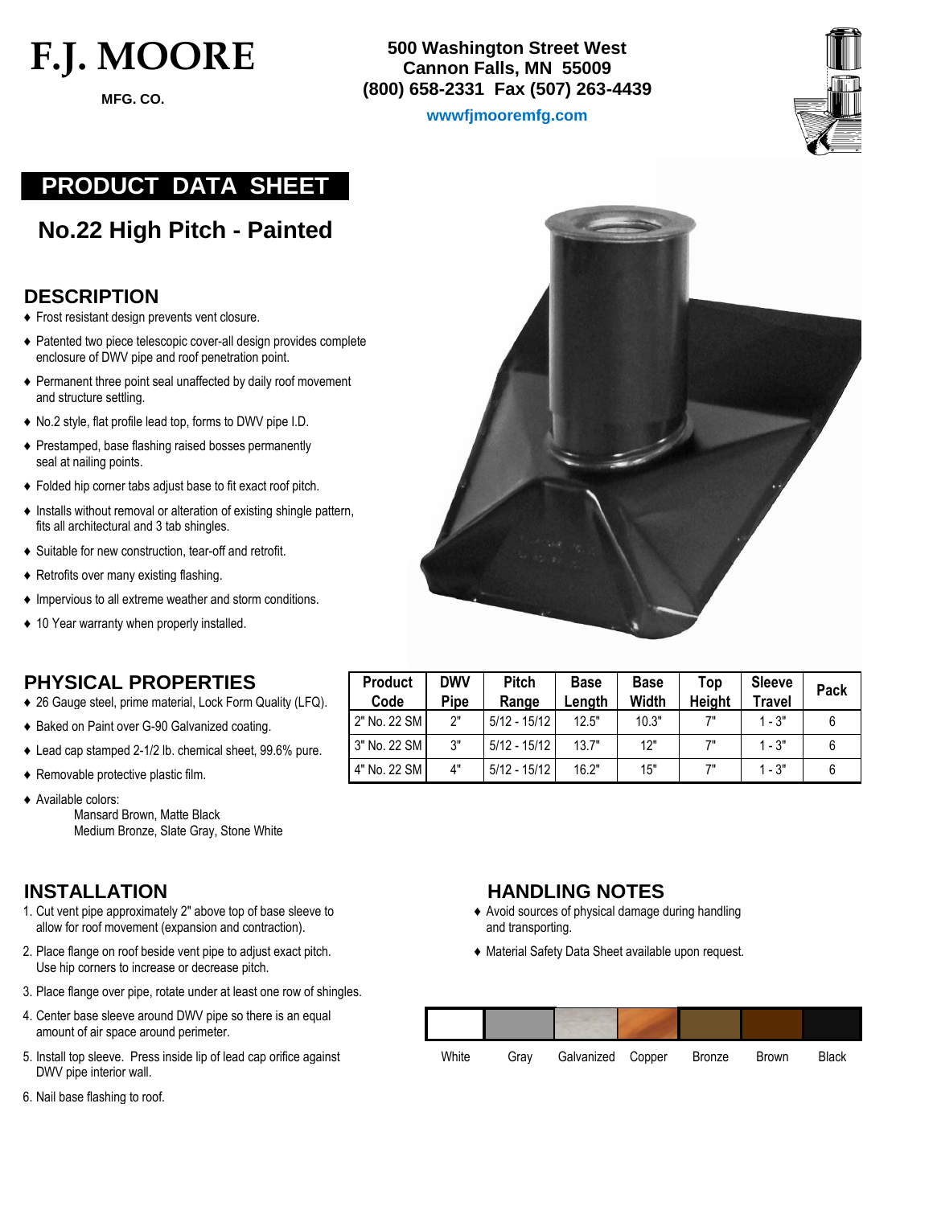# F.J. MOORE

MFG. CO.

500 Washington Street West
Cannon Falls, MN 55009
(800) 658-2331 Fax (507) 263-4439

wwwfjmooremfg.com

## PRODUCT DATA SHEET

## No.22 High Pitch - Painted

### DESCRIPTION

- ♦ Frost resistant design prevents vent closure.
- ♦ Patented two piece telescopic cover-all design provides complete enclosure of DWV pipe and roof penetration point.
- ♦ Permanent three point seal unaffected by daily roof movement and structure settling.
- ♦ No.2 style, flat profile lead top, forms to DWV pipe I.D.
- ♦ Prestamped, base flashing raised bosses permanently seal at nailing points.
- ♦ Folded hip corner tabs adjust base to fit exact roof pitch.
- ♦ Installs without removal or alteration of existing shingle pattern, fits all architectural and 3 tab shingles.
- ♦ Suitable for new construction, tear-off and retrofit.
- ♦ Retrofits over many existing flashing.
- ♦ Impervious to all extreme weather and storm conditions.
- ♦ 10 Year warranty when properly installed.

### PHYSICAL PROPERTIES

- ♦ 26 Gauge steel, prime material, Lock Form Quality (LFQ).
- ♦ Baked on Paint over G-90 Galvanized coating.
- ♦ Lead cap stamped 2-1/2 lb. chemical sheet, 99.6% pure.
- ♦ Removable protective plastic film.
- ♦ Available colors:
  Mansard Brown, Matte Black
  Medium Bronze, Slate Gray, Stone White

| Product Code | DWV Pipe | Pitch Range | Base Length | Base Width | Top Height | Sleeve Travel | Pack |
|---|---|---|---|---|---|---|---|
| 2" No. 22 SM | 2" | 5/12 - 15/12 | 12.5" | 10.3" | 7" | 1 - 3" | 6 |
| 3" No. 22 SM | 3" | 5/12 - 15/12 | 13.7" | 12" | 7" | 1 - 3" | 6 |
| 4" No. 22 SM | 4" | 5/12 - 15/12 | 16.2" | 15" | 7" | 1 - 3" | 6 |

### INSTALLATION

1. Cut vent pipe approximately 2" above top of base sleeve to allow for roof movement (expansion and contraction).
2. Place flange on roof beside vent pipe to adjust exact pitch. Use hip corners to increase or decrease pitch.
3. Place flange over pipe, rotate under at least one row of shingles.
4. Center base sleeve around DWV pipe so there is an equal amount of air space around perimeter.
5. Install top sleeve. Press inside lip of lead cap orifice against DWV pipe interior wall.
6. Nail base flashing to roof.

### HANDLING NOTES

- ♦ Avoid sources of physical damage during handling and transporting.
- ♦ Material Safety Data Sheet available upon request.

White | Gray | Galvanized | Copper | Bronze | Brown | Black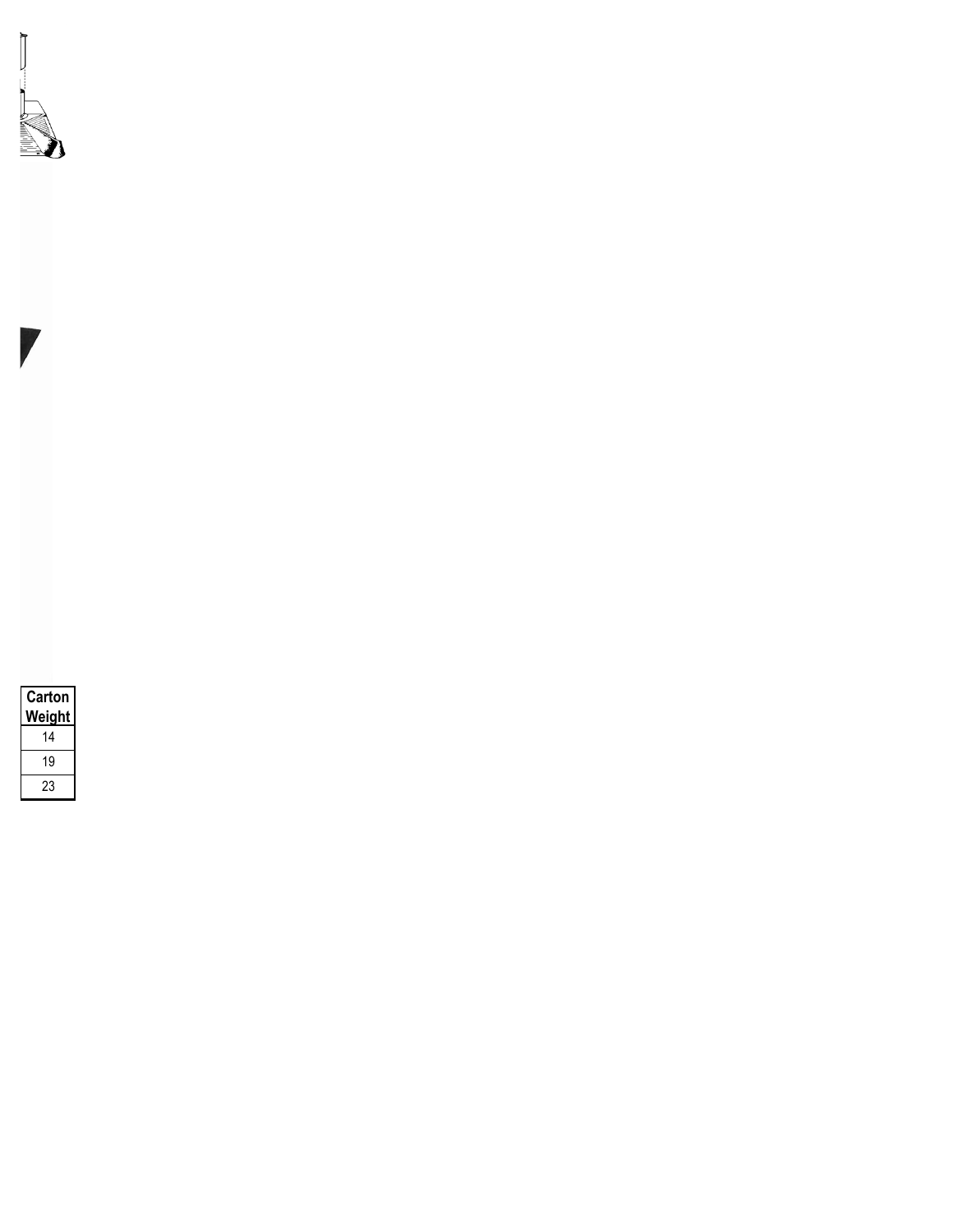| Carton Weight |
| --- |
| 14 |
| 19 |
| 23 |